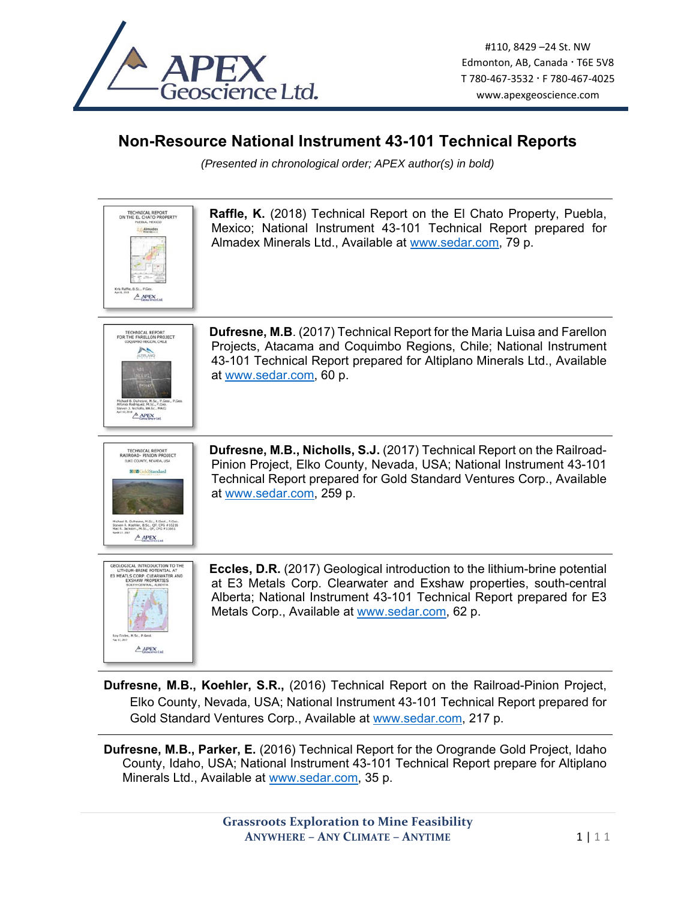APEX Geoscience Ltd.

#110, 8429 –24 St. NW
Edmonton, AB, Canada · T6E 5V8
T 780-467-3532 · F 780-467-4025
www.apexgeoscience.com

# Non-Resource National Instrument 43-101 Technical Reports

*(Presented in chronological order; APEX author(s) in bold)*

---

**Raffle, K.** (2018) Technical Report on the El Chato Property, Puebla, Mexico; National Instrument 43-101 Technical Report prepared for Almadex Minerals Ltd., Available at www.sedar.com, 79 p.

---

**Dufresne, M.B**. (2017) Technical Report for the Maria Luisa and Farellon Projects, Atacama and Coquimbo Regions, Chile; National Instrument 43-101 Technical Report prepared for Altiplano Minerals Ltd., Available at www.sedar.com, 60 p.

---

**Dufresne, M.B., Nicholls, S.J.** (2017) Technical Report on the Railroad-Pinion Project, Elko County, Nevada, USA; National Instrument 43-101 Technical Report prepared for Gold Standard Ventures Corp., Available at www.sedar.com, 259 p.

---

**Eccles, D.R.** (2017) Geological introduction to the lithium-brine potential at E3 Metals Corp. Clearwater and Exshaw properties, south-central Alberta; National Instrument 43-101 Technical Report prepared for E3 Metals Corp., Available at www.sedar.com, 62 p.

---

**Dufresne, M.B., Koehler, S.R.**, (2016) Technical Report on the Railroad-Pinion Project, Elko County, Nevada, USA; National Instrument 43-101 Technical Report prepared for Gold Standard Ventures Corp., Available at www.sedar.com, 217 p.

---

**Dufresne, M.B., Parker, E.** (2016) Technical Report for the Orogrande Gold Project, Idaho County, Idaho, USA; National Instrument 43-101 Technical Report prepare for Altiplano Minerals Ltd., Available at www.sedar.com, 35 p.

Grassroots Exploration to Mine Feasibility
ANYWHERE – ANY CLIMATE – ANYTIME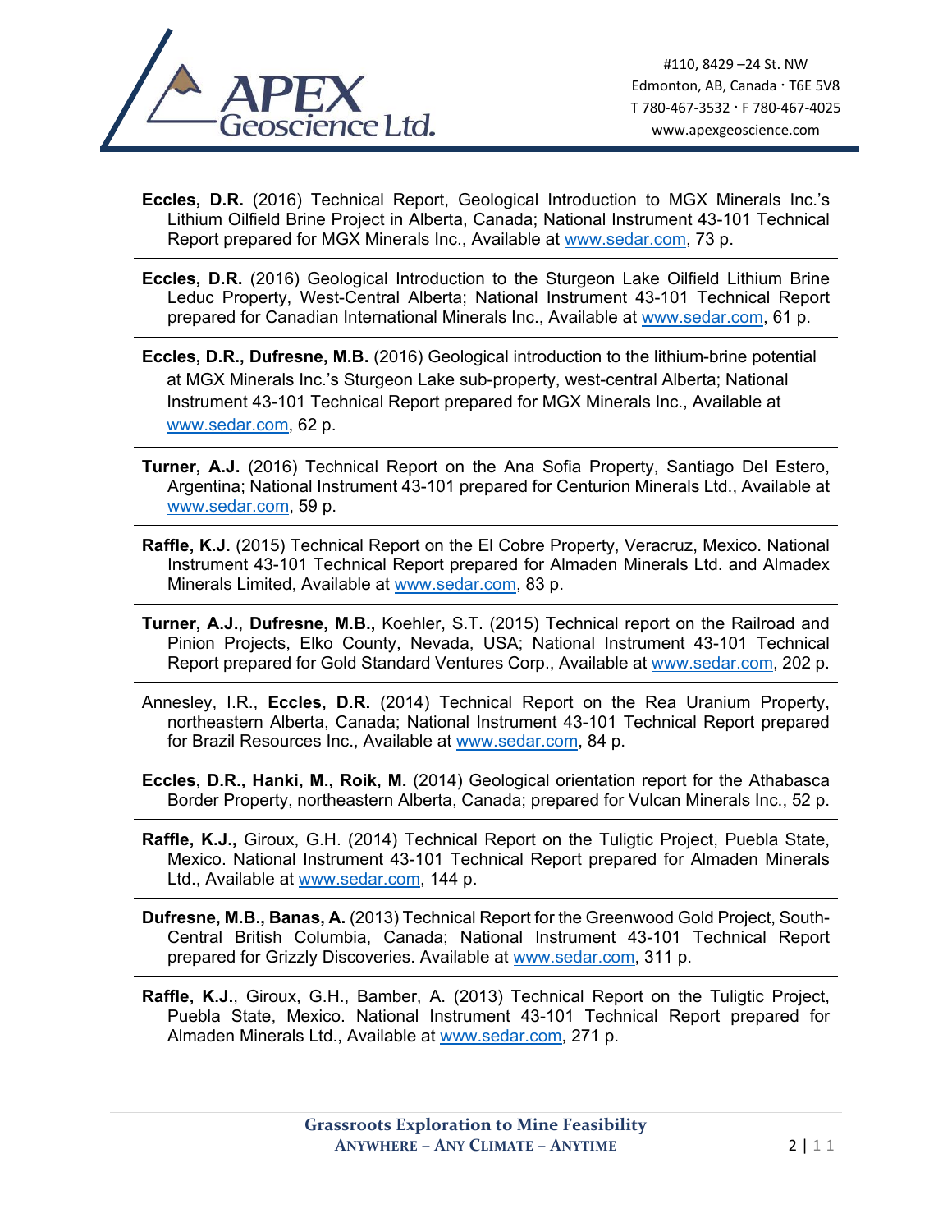**Eccles, D.R.** (2016) Technical Report, Geological Introduction to MGX Minerals Inc.'s Lithium Oilfield Brine Project in Alberta, Canada; National Instrument 43-101 Technical Report prepared for MGX Minerals Inc., Available at www.sedar.com, 73 p.

**Eccles, D.R.** (2016) Geological Introduction to the Sturgeon Lake Oilfield Lithium Brine Leduc Property, West-Central Alberta; National Instrument 43-101 Technical Report prepared for Canadian International Minerals Inc., Available at www.sedar.com, 61 p.

**Eccles, D.R., Dufresne, M.B.** (2016) Geological introduction to the lithium-brine potential at MGX Minerals Inc.'s Sturgeon Lake sub-property, west-central Alberta; National Instrument 43-101 Technical Report prepared for MGX Minerals Inc., Available at www.sedar.com, 62 p.

**Turner, A.J.** (2016) Technical Report on the Ana Sofia Property, Santiago Del Estero, Argentina; National Instrument 43-101 prepared for Centurion Minerals Ltd., Available at www.sedar.com, 59 p.

**Raffle, K.J.** (2015) Technical Report on the El Cobre Property, Veracruz, Mexico. National Instrument 43-101 Technical Report prepared for Almaden Minerals Ltd. and Almadex Minerals Limited, Available at www.sedar.com, 83 p.

**Turner, A.J.**, **Dufresne, M.B.,** Koehler, S.T. (2015) Technical report on the Railroad and Pinion Projects, Elko County, Nevada, USA; National Instrument 43-101 Technical Report prepared for Gold Standard Ventures Corp., Available at www.sedar.com, 202 p.

Annesley, I.R., **Eccles, D.R.** (2014) Technical Report on the Rea Uranium Property, northeastern Alberta, Canada; National Instrument 43-101 Technical Report prepared for Brazil Resources Inc., Available at www.sedar.com, 84 p.

**Eccles, D.R., Hanki, M., Roik, M.** (2014) Geological orientation report for the Athabasca Border Property, northeastern Alberta, Canada; prepared for Vulcan Minerals Inc., 52 p.

**Raffle, K.J.,** Giroux, G.H. (2014) Technical Report on the Tuligtic Project, Puebla State, Mexico. National Instrument 43-101 Technical Report prepared for Almaden Minerals Ltd., Available at www.sedar.com, 144 p.

**Dufresne, M.B., Banas, A.** (2013) Technical Report for the Greenwood Gold Project, South-Central British Columbia, Canada; National Instrument 43-101 Technical Report prepared for Grizzly Discoveries. Available at www.sedar.com, 311 p.

**Raffle, K.J.**, Giroux, G.H., Bamber, A. (2013) Technical Report on the Tuligtic Project, Puebla State, Mexico. National Instrument 43-101 Technical Report prepared for Almaden Minerals Ltd., Available at www.sedar.com, 271 p.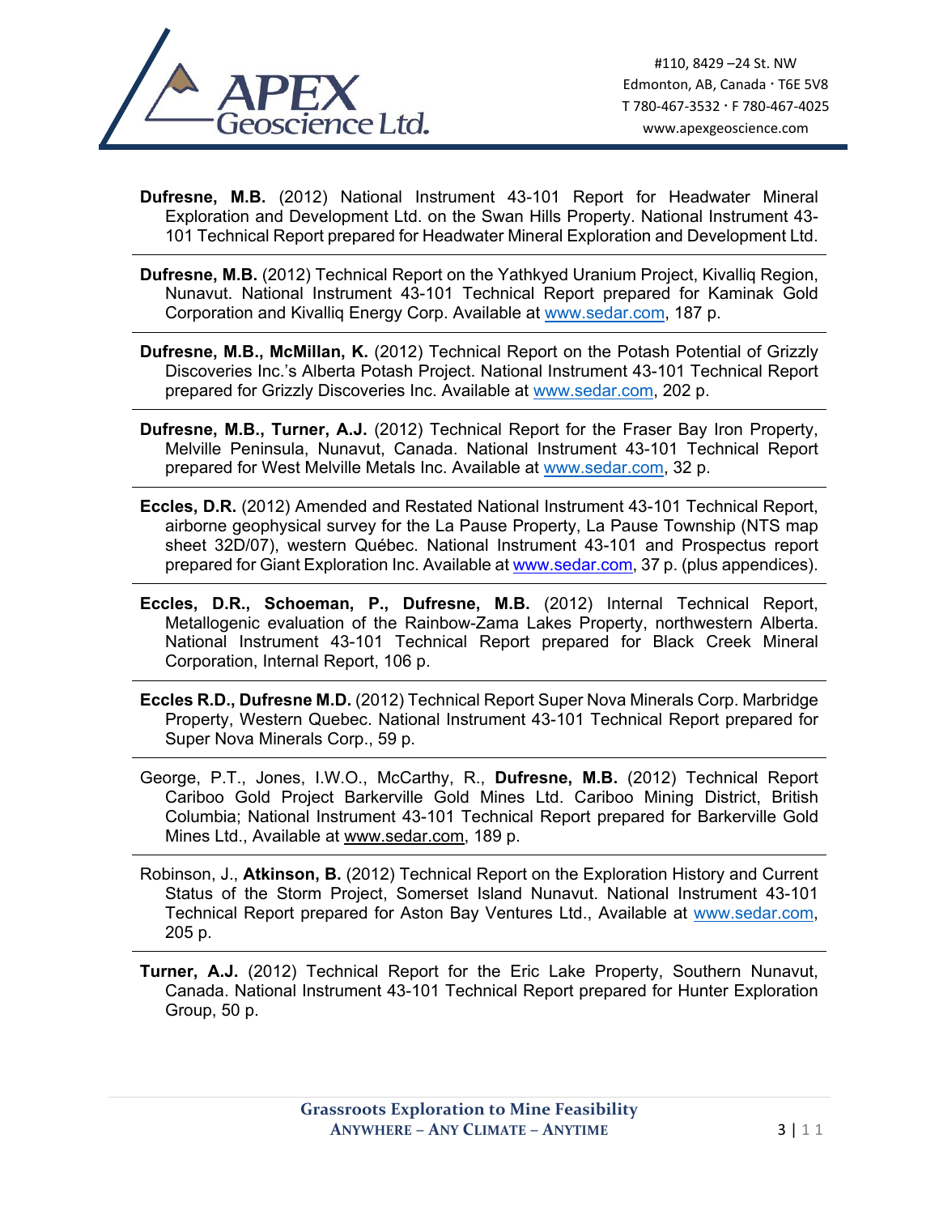**Dufresne, M.B.** (2012) National Instrument 43-101 Report for Headwater Mineral Exploration and Development Ltd. on the Swan Hills Property. National Instrument 43-101 Technical Report prepared for Headwater Mineral Exploration and Development Ltd.

---

**Dufresne, M.B.** (2012) Technical Report on the Yathkyed Uranium Project, Kivalliq Region, Nunavut. National Instrument 43-101 Technical Report prepared for Kaminak Gold Corporation and Kivalliq Energy Corp. Available at www.sedar.com, 187 p.

---

**Dufresne, M.B., McMillan, K.** (2012) Technical Report on the Potash Potential of Grizzly Discoveries Inc.'s Alberta Potash Project. National Instrument 43-101 Technical Report prepared for Grizzly Discoveries Inc. Available at www.sedar.com, 202 p.

---

**Dufresne, M.B., Turner, A.J.** (2012) Technical Report for the Fraser Bay Iron Property, Melville Peninsula, Nunavut, Canada. National Instrument 43-101 Technical Report prepared for West Melville Metals Inc. Available at www.sedar.com, 32 p.

---

**Eccles, D.R.** (2012) Amended and Restated National Instrument 43-101 Technical Report, airborne geophysical survey for the La Pause Property, La Pause Township (NTS map sheet 32D/07), western Québec. National Instrument 43-101 and Prospectus report prepared for Giant Exploration Inc. Available at www.sedar.com, 37 p. (plus appendices).

---

**Eccles, D.R., Schoeman, P., Dufresne, M.B.** (2012) Internal Technical Report, Metallogenic evaluation of the Rainbow-Zama Lakes Property, northwestern Alberta. National Instrument 43-101 Technical Report prepared for Black Creek Mineral Corporation, Internal Report, 106 p.

---

**Eccles R.D., Dufresne M.D.** (2012) Technical Report Super Nova Minerals Corp. Marbridge Property, Western Quebec. National Instrument 43-101 Technical Report prepared for Super Nova Minerals Corp., 59 p.

---

George, P.T., Jones, I.W.O., McCarthy, R., **Dufresne, M.B.** (2012) Technical Report Cariboo Gold Project Barkerville Gold Mines Ltd. Cariboo Mining District, British Columbia; National Instrument 43-101 Technical Report prepared for Barkerville Gold Mines Ltd., Available at www.sedar.com, 189 p.

---

Robinson, J., **Atkinson, B.** (2012) Technical Report on the Exploration History and Current Status of the Storm Project, Somerset Island Nunavut. National Instrument 43-101 Technical Report prepared for Aston Bay Ventures Ltd., Available at www.sedar.com, 205 p.

---

**Turner, A.J.** (2012) Technical Report for the Eric Lake Property, Southern Nunavut, Canada. National Instrument 43-101 Technical Report prepared for Hunter Exploration Group, 50 p.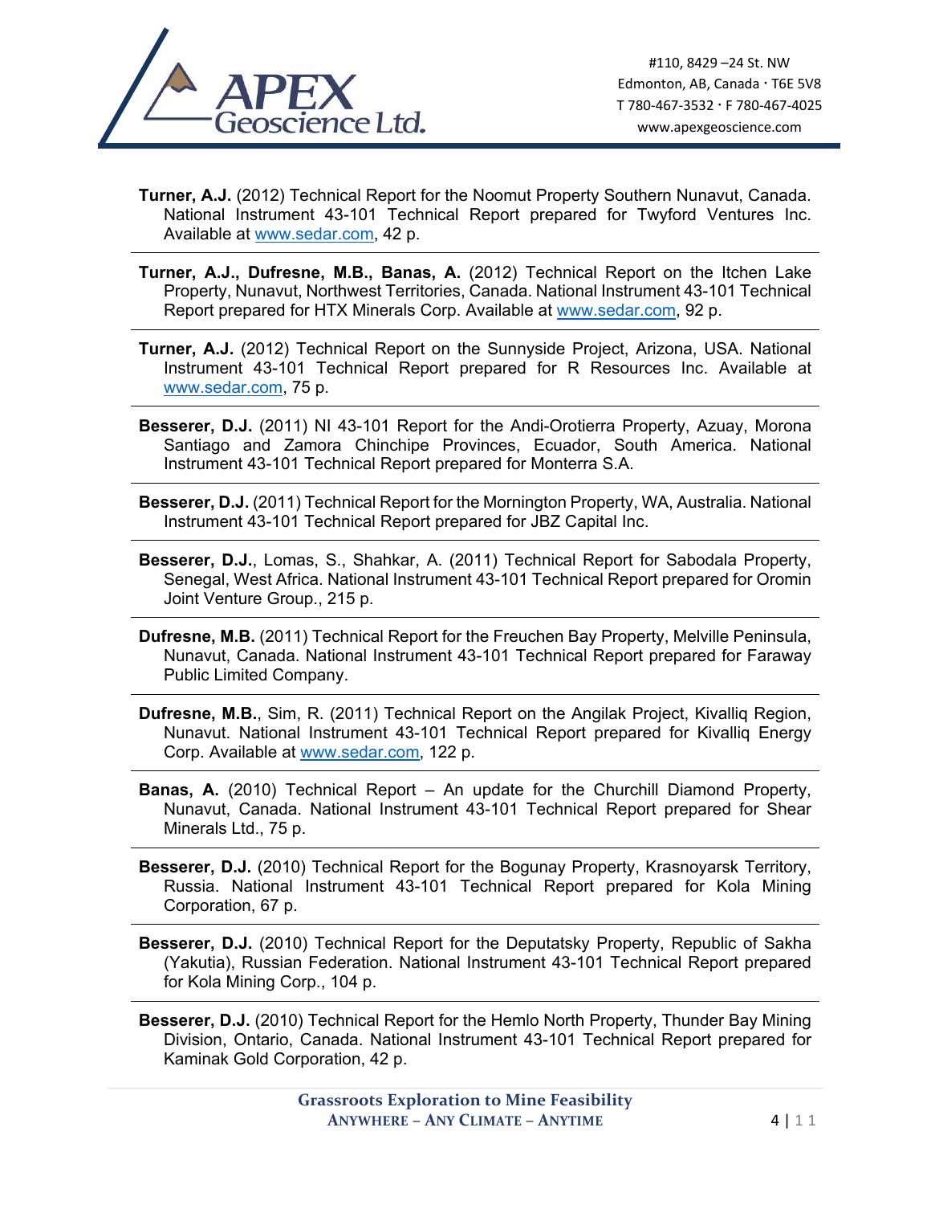**Turner, A.J.** (2012) Technical Report for the Noomut Property Southern Nunavut, Canada. National Instrument 43-101 Technical Report prepared for Twyford Ventures Inc. Available at www.sedar.com, 42 p.

**Turner, A.J., Dufresne, M.B., Banas, A.** (2012) Technical Report on the Itchen Lake Property, Nunavut, Northwest Territories, Canada. National Instrument 43-101 Technical Report prepared for HTX Minerals Corp. Available at www.sedar.com, 92 p.

**Turner, A.J.** (2012) Technical Report on the Sunnyside Project, Arizona, USA. National Instrument 43-101 Technical Report prepared for R Resources Inc. Available at www.sedar.com, 75 p.

**Besserer, D.J.** (2011) NI 43-101 Report for the Andi-Orotierra Property, Azuay, Morona Santiago and Zamora Chinchipe Provinces, Ecuador, South America. National Instrument 43-101 Technical Report prepared for Monterra S.A.

**Besserer, D.J.** (2011) Technical Report for the Mornington Property, WA, Australia. National Instrument 43-101 Technical Report prepared for JBZ Capital Inc.

**Besserer, D.J.**, Lomas, S., Shahkar, A. (2011) Technical Report for Sabodala Property, Senegal, West Africa. National Instrument 43-101 Technical Report prepared for Oromin Joint Venture Group., 215 p.

**Dufresne, M.B.** (2011) Technical Report for the Freuchen Bay Property, Melville Peninsula, Nunavut, Canada. National Instrument 43-101 Technical Report prepared for Faraway Public Limited Company.

**Dufresne, M.B.**, Sim, R. (2011) Technical Report on the Angilak Project, Kivalliq Region, Nunavut. National Instrument 43-101 Technical Report prepared for Kivalliq Energy Corp. Available at www.sedar.com, 122 p.

**Banas, A.** (2010) Technical Report – An update for the Churchill Diamond Property, Nunavut, Canada. National Instrument 43-101 Technical Report prepared for Shear Minerals Ltd., 75 p.

**Besserer, D.J.** (2010) Technical Report for the Bogunay Property, Krasnoyarsk Territory, Russia. National Instrument 43-101 Technical Report prepared for Kola Mining Corporation, 67 p.

**Besserer, D.J.** (2010) Technical Report for the Deputatsky Property, Republic of Sakha (Yakutia), Russian Federation. National Instrument 43-101 Technical Report prepared for Kola Mining Corp., 104 p.

**Besserer, D.J.** (2010) Technical Report for the Hemlo North Property, Thunder Bay Mining Division, Ontario, Canada. National Instrument 43-101 Technical Report prepared for Kaminak Gold Corporation, 42 p.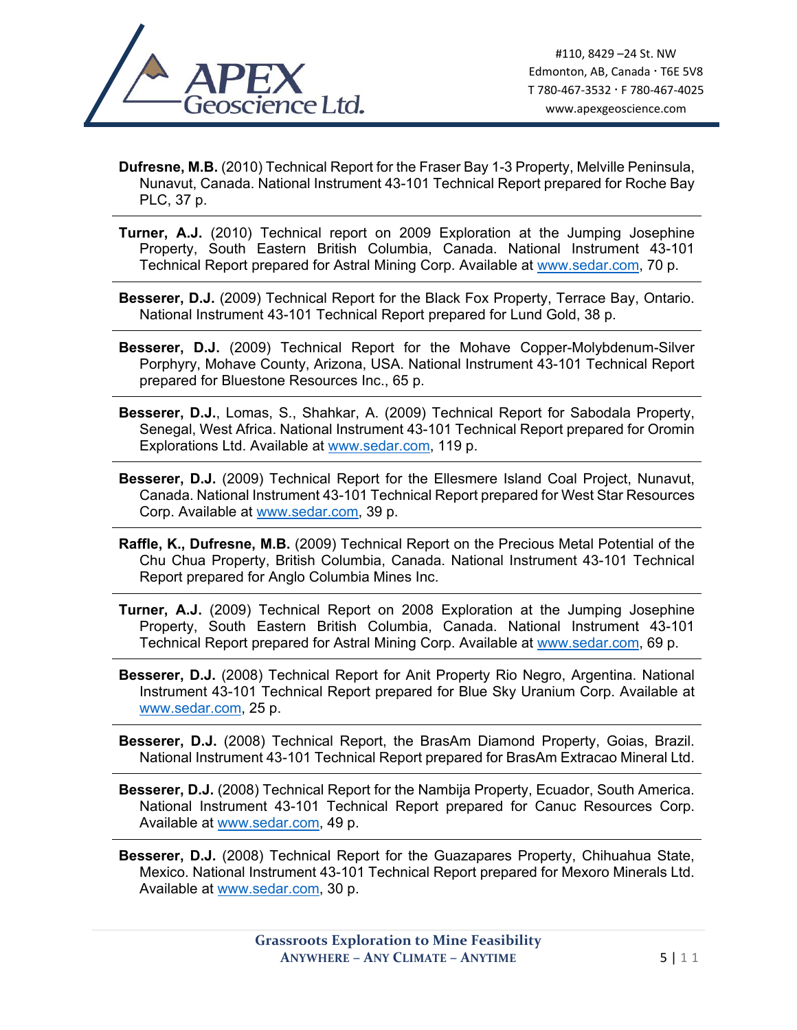**Dufresne, M.B.** (2010) Technical Report for the Fraser Bay 1-3 Property, Melville Peninsula, Nunavut, Canada. National Instrument 43-101 Technical Report prepared for Roche Bay PLC, 37 p.

---

**Turner, A.J.** (2010) Technical report on 2009 Exploration at the Jumping Josephine Property, South Eastern British Columbia, Canada. National Instrument 43-101 Technical Report prepared for Astral Mining Corp. Available at www.sedar.com, 70 p.

---

**Besserer, D.J.** (2009) Technical Report for the Black Fox Property, Terrace Bay, Ontario. National Instrument 43-101 Technical Report prepared for Lund Gold, 38 p.

---

**Besserer, D.J.** (2009) Technical Report for the Mohave Copper-Molybdenum-Silver Porphyry, Mohave County, Arizona, USA. National Instrument 43-101 Technical Report prepared for Bluestone Resources Inc., 65 p.

---

**Besserer, D.J.**, Lomas, S., Shahkar, A. (2009) Technical Report for Sabodala Property, Senegal, West Africa. National Instrument 43-101 Technical Report prepared for Oromin Explorations Ltd. Available at www.sedar.com, 119 p.

---

**Besserer, D.J.** (2009) Technical Report for the Ellesmere Island Coal Project, Nunavut, Canada. National Instrument 43-101 Technical Report prepared for West Star Resources Corp. Available at www.sedar.com, 39 p.

---

**Raffle, K., Dufresne, M.B.** (2009) Technical Report on the Precious Metal Potential of the Chu Chua Property, British Columbia, Canada. National Instrument 43-101 Technical Report prepared for Anglo Columbia Mines Inc.

---

**Turner, A.J.** (2009) Technical Report on 2008 Exploration at the Jumping Josephine Property, South Eastern British Columbia, Canada. National Instrument 43-101 Technical Report prepared for Astral Mining Corp. Available at www.sedar.com, 69 p.

---

**Besserer, D.J.** (2008) Technical Report for Anit Property Rio Negro, Argentina. National Instrument 43-101 Technical Report prepared for Blue Sky Uranium Corp. Available at www.sedar.com, 25 p.

---

**Besserer, D.J.** (2008) Technical Report, the BrasAm Diamond Property, Goias, Brazil. National Instrument 43-101 Technical Report prepared for BrasAm Extracao Mineral Ltd.

---

**Besserer, D.J.** (2008) Technical Report for the Nambija Property, Ecuador, South America. National Instrument 43-101 Technical Report prepared for Canuc Resources Corp. Available at www.sedar.com, 49 p.

---

**Besserer, D.J.** (2008) Technical Report for the Guazapares Property, Chihuahua State, Mexico. National Instrument 43-101 Technical Report prepared for Mexoro Minerals Ltd. Available at www.sedar.com, 30 p.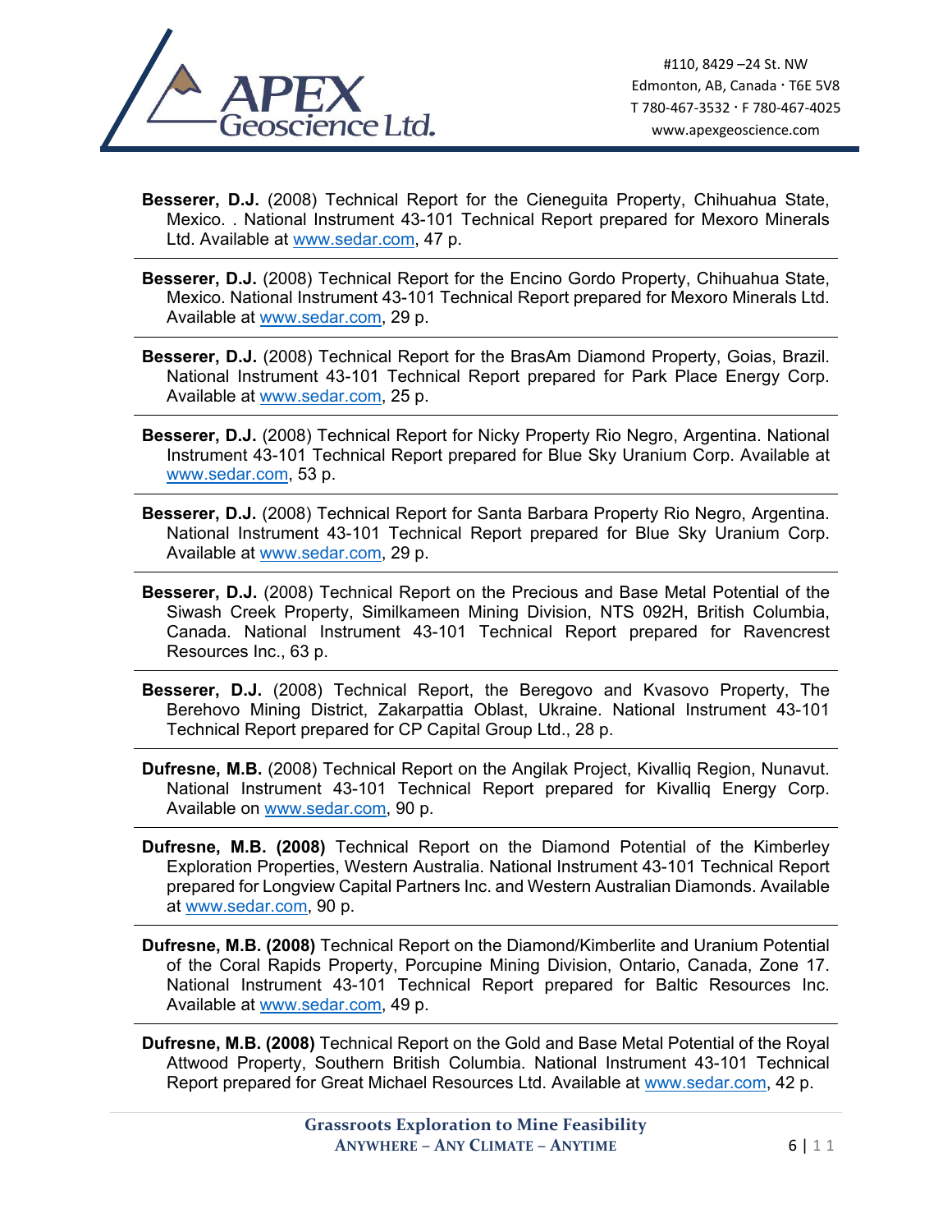**Besserer, D.J.** (2008) Technical Report for the Cieneguita Property, Chihuahua State, Mexico. . National Instrument 43-101 Technical Report prepared for Mexoro Minerals Ltd. Available at www.sedar.com, 47 p.

**Besserer, D.J.** (2008) Technical Report for the Encino Gordo Property, Chihuahua State, Mexico. National Instrument 43-101 Technical Report prepared for Mexoro Minerals Ltd. Available at www.sedar.com, 29 p.

**Besserer, D.J.** (2008) Technical Report for the BrasAm Diamond Property, Goias, Brazil. National Instrument 43-101 Technical Report prepared for Park Place Energy Corp. Available at www.sedar.com, 25 p.

**Besserer, D.J.** (2008) Technical Report for Nicky Property Rio Negro, Argentina. National Instrument 43-101 Technical Report prepared for Blue Sky Uranium Corp. Available at www.sedar.com, 53 p.

**Besserer, D.J.** (2008) Technical Report for Santa Barbara Property Rio Negro, Argentina. National Instrument 43-101 Technical Report prepared for Blue Sky Uranium Corp. Available at www.sedar.com, 29 p.

**Besserer, D.J.** (2008) Technical Report on the Precious and Base Metal Potential of the Siwash Creek Property, Similkameen Mining Division, NTS 092H, British Columbia, Canada. National Instrument 43-101 Technical Report prepared for Ravencrest Resources Inc., 63 p.

**Besserer, D.J.** (2008) Technical Report, the Beregovo and Kvasovo Property, The Berehovo Mining District, Zakarpattia Oblast, Ukraine. National Instrument 43-101 Technical Report prepared for CP Capital Group Ltd., 28 p.

**Dufresne, M.B.** (2008) Technical Report on the Angilak Project, Kivalliq Region, Nunavut. National Instrument 43-101 Technical Report prepared for Kivalliq Energy Corp. Available on www.sedar.com, 90 p.

**Dufresne, M.B. (2008)** Technical Report on the Diamond Potential of the Kimberley Exploration Properties, Western Australia. National Instrument 43-101 Technical Report prepared for Longview Capital Partners Inc. and Western Australian Diamonds. Available at www.sedar.com, 90 p.

**Dufresne, M.B. (2008)** Technical Report on the Diamond/Kimberlite and Uranium Potential of the Coral Rapids Property, Porcupine Mining Division, Ontario, Canada, Zone 17. National Instrument 43-101 Technical Report prepared for Baltic Resources Inc. Available at www.sedar.com, 49 p.

**Dufresne, M.B. (2008)** Technical Report on the Gold and Base Metal Potential of the Royal Attwood Property, Southern British Columbia. National Instrument 43-101 Technical Report prepared for Great Michael Resources Ltd. Available at www.sedar.com, 42 p.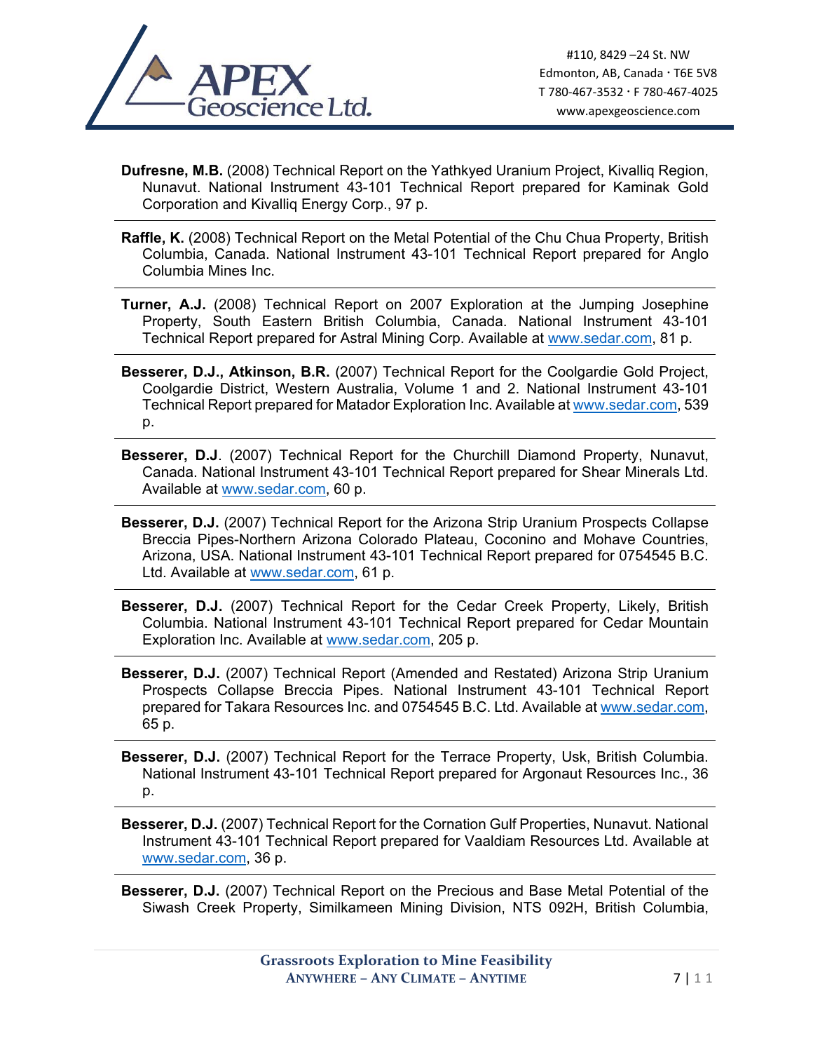**Dufresne, M.B.** (2008) Technical Report on the Yathkyed Uranium Project, Kivalliq Region, Nunavut. National Instrument 43-101 Technical Report prepared for Kaminak Gold Corporation and Kivalliq Energy Corp., 97 p.

---

**Raffle, K.** (2008) Technical Report on the Metal Potential of the Chu Chua Property, British Columbia, Canada. National Instrument 43-101 Technical Report prepared for Anglo Columbia Mines Inc.

---

**Turner, A.J.** (2008) Technical Report on 2007 Exploration at the Jumping Josephine Property, South Eastern British Columbia, Canada. National Instrument 43-101 Technical Report prepared for Astral Mining Corp. Available at www.sedar.com, 81 p.

---

**Besserer, D.J., Atkinson, B.R.** (2007) Technical Report for the Coolgardie Gold Project, Coolgardie District, Western Australia, Volume 1 and 2. National Instrument 43-101 Technical Report prepared for Matador Exploration Inc. Available at www.sedar.com, 539 p.

---

**Besserer, D.J**. (2007) Technical Report for the Churchill Diamond Property, Nunavut, Canada. National Instrument 43-101 Technical Report prepared for Shear Minerals Ltd. Available at www.sedar.com, 60 p.

---

**Besserer, D.J.** (2007) Technical Report for the Arizona Strip Uranium Prospects Collapse Breccia Pipes-Northern Arizona Colorado Plateau, Coconino and Mohave Countries, Arizona, USA. National Instrument 43-101 Technical Report prepared for 0754545 B.C. Ltd. Available at www.sedar.com, 61 p.

---

**Besserer, D.J.** (2007) Technical Report for the Cedar Creek Property, Likely, British Columbia. National Instrument 43-101 Technical Report prepared for Cedar Mountain Exploration Inc. Available at www.sedar.com, 205 p.

---

**Besserer, D.J.** (2007) Technical Report (Amended and Restated) Arizona Strip Uranium Prospects Collapse Breccia Pipes. National Instrument 43-101 Technical Report prepared for Takara Resources Inc. and 0754545 B.C. Ltd. Available at www.sedar.com, 65 p.

---

**Besserer, D.J.** (2007) Technical Report for the Terrace Property, Usk, British Columbia. National Instrument 43-101 Technical Report prepared for Argonaut Resources Inc., 36 p.

---

**Besserer, D.J.** (2007) Technical Report for the Cornation Gulf Properties, Nunavut. National Instrument 43-101 Technical Report prepared for Vaaldiam Resources Ltd. Available at www.sedar.com, 36 p.

---

**Besserer, D.J.** (2007) Technical Report on the Precious and Base Metal Potential of the Siwash Creek Property, Similkameen Mining Division, NTS 092H, British Columbia,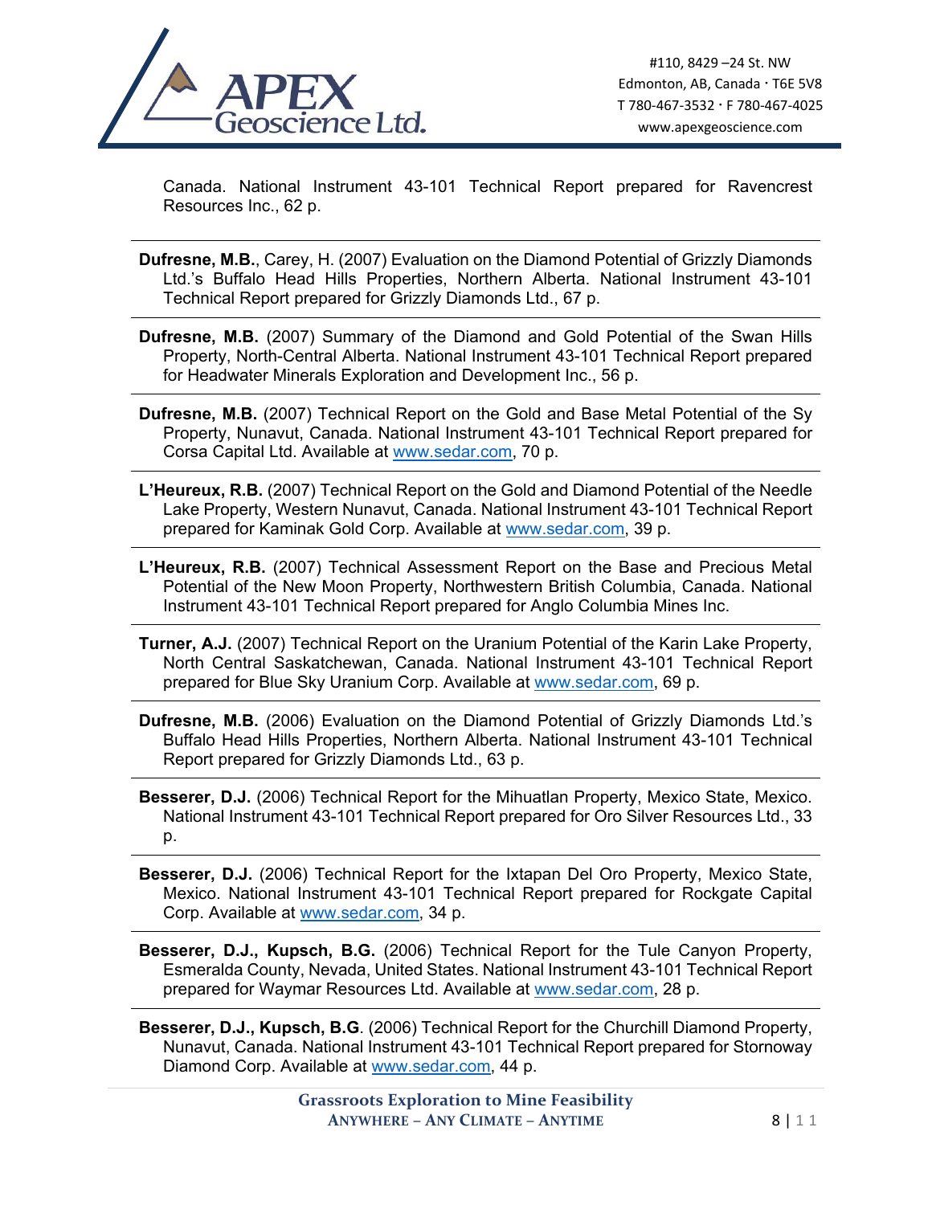Canada. National Instrument 43-101 Technical Report prepared for Ravencrest Resources Inc., 62 p.

---

**Dufresne, M.B.**, Carey, H. (2007) Evaluation on the Diamond Potential of Grizzly Diamonds Ltd.'s Buffalo Head Hills Properties, Northern Alberta. National Instrument 43-101 Technical Report prepared for Grizzly Diamonds Ltd., 67 p.

---

**Dufresne, M.B.** (2007) Summary of the Diamond and Gold Potential of the Swan Hills Property, North-Central Alberta. National Instrument 43-101 Technical Report prepared for Headwater Minerals Exploration and Development Inc., 56 p.

---

**Dufresne, M.B.** (2007) Technical Report on the Gold and Base Metal Potential of the Sy Property, Nunavut, Canada. National Instrument 43-101 Technical Report prepared for Corsa Capital Ltd. Available at www.sedar.com, 70 p.

---

**L'Heureux, R.B.** (2007) Technical Report on the Gold and Diamond Potential of the Needle Lake Property, Western Nunavut, Canada. National Instrument 43-101 Technical Report prepared for Kaminak Gold Corp. Available at www.sedar.com, 39 p.

---

**L'Heureux, R.B.** (2007) Technical Assessment Report on the Base and Precious Metal Potential of the New Moon Property, Northwestern British Columbia, Canada. National Instrument 43-101 Technical Report prepared for Anglo Columbia Mines Inc.

---

**Turner, A.J.** (2007) Technical Report on the Uranium Potential of the Karin Lake Property, North Central Saskatchewan, Canada. National Instrument 43-101 Technical Report prepared for Blue Sky Uranium Corp. Available at www.sedar.com, 69 p.

---

**Dufresne, M.B.** (2006) Evaluation on the Diamond Potential of Grizzly Diamonds Ltd.'s Buffalo Head Hills Properties, Northern Alberta. National Instrument 43-101 Technical Report prepared for Grizzly Diamonds Ltd., 63 p.

---

**Besserer, D.J.** (2006) Technical Report for the Mihuatlan Property, Mexico State, Mexico. National Instrument 43-101 Technical Report prepared for Oro Silver Resources Ltd., 33 p.

---

**Besserer, D.J.** (2006) Technical Report for the Ixtapan Del Oro Property, Mexico State, Mexico. National Instrument 43-101 Technical Report prepared for Rockgate Capital Corp. Available at www.sedar.com, 34 p.

---

**Besserer, D.J., Kupsch, B.G.** (2006) Technical Report for the Tule Canyon Property, Esmeralda County, Nevada, United States. National Instrument 43-101 Technical Report prepared for Waymar Resources Ltd. Available at www.sedar.com, 28 p.

---

**Besserer, D.J., Kupsch, B.G**. (2006) Technical Report for the Churchill Diamond Property, Nunavut, Canada. National Instrument 43-101 Technical Report prepared for Stornoway Diamond Corp. Available at www.sedar.com, 44 p.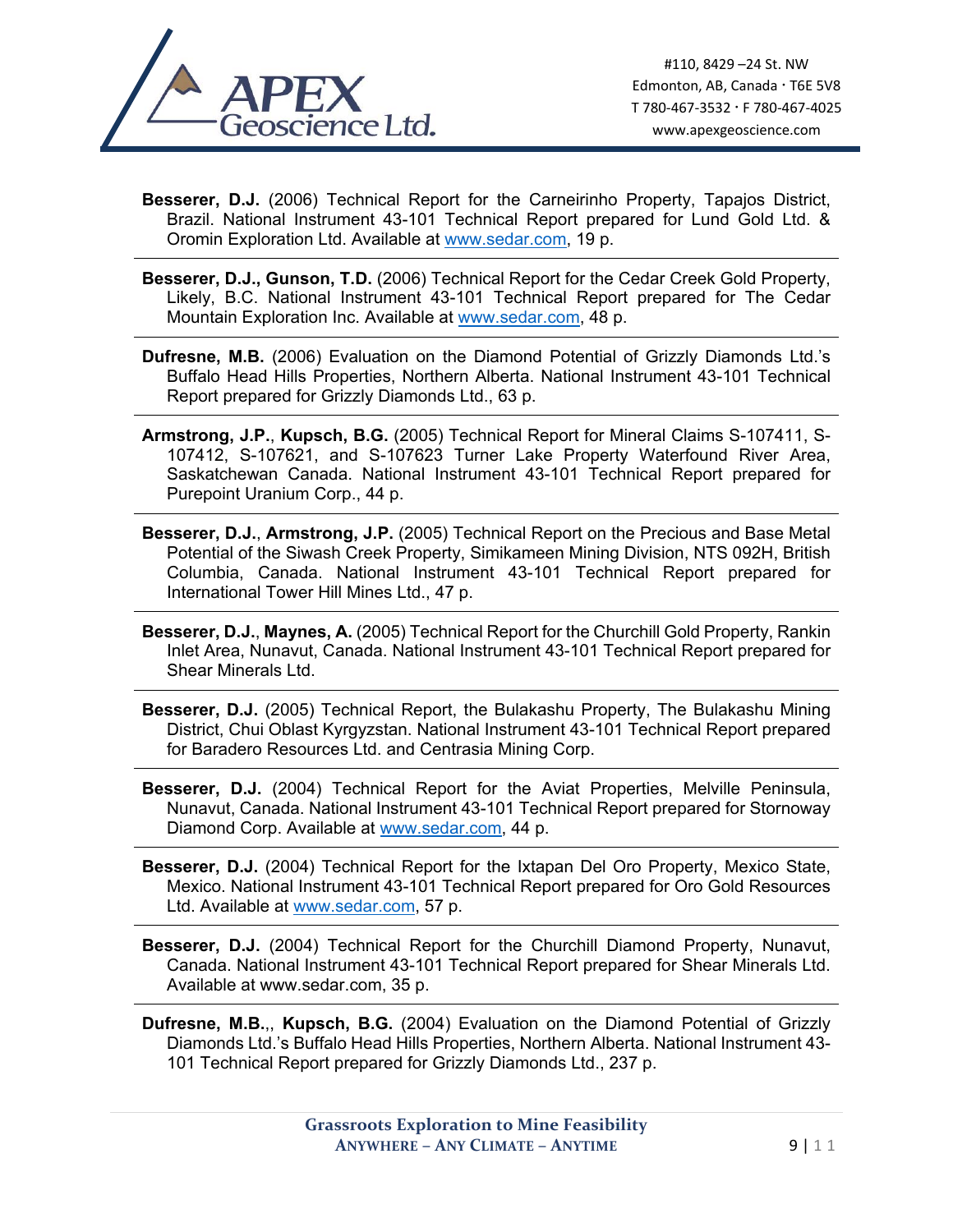**Besserer, D.J.** (2006) Technical Report for the Carneirinho Property, Tapajos District, Brazil. National Instrument 43-101 Technical Report prepared for Lund Gold Ltd. & Oromin Exploration Ltd. Available at www.sedar.com, 19 p.

**Besserer, D.J., Gunson, T.D.** (2006) Technical Report for the Cedar Creek Gold Property, Likely, B.C. National Instrument 43-101 Technical Report prepared for The Cedar Mountain Exploration Inc. Available at www.sedar.com, 48 p.

**Dufresne, M.B.** (2006) Evaluation on the Diamond Potential of Grizzly Diamonds Ltd.'s Buffalo Head Hills Properties, Northern Alberta. National Instrument 43-101 Technical Report prepared for Grizzly Diamonds Ltd., 63 p.

**Armstrong, J.P.**, **Kupsch, B.G.** (2005) Technical Report for Mineral Claims S-107411, S-107412, S-107621, and S-107623 Turner Lake Property Waterfound River Area, Saskatchewan Canada. National Instrument 43-101 Technical Report prepared for Purepoint Uranium Corp., 44 p.

**Besserer, D.J.**, **Armstrong, J.P.** (2005) Technical Report on the Precious and Base Metal Potential of the Siwash Creek Property, Simikameen Mining Division, NTS 092H, British Columbia, Canada. National Instrument 43-101 Technical Report prepared for International Tower Hill Mines Ltd., 47 p.

**Besserer, D.J.**, **Maynes, A.** (2005) Technical Report for the Churchill Gold Property, Rankin Inlet Area, Nunavut, Canada. National Instrument 43-101 Technical Report prepared for Shear Minerals Ltd.

**Besserer, D.J.** (2005) Technical Report, the Bulakashu Property, The Bulakashu Mining District, Chui Oblast Kyrgyzstan. National Instrument 43-101 Technical Report prepared for Baradero Resources Ltd. and Centrasia Mining Corp.

**Besserer, D.J.** (2004) Technical Report for the Aviat Properties, Melville Peninsula, Nunavut, Canada. National Instrument 43-101 Technical Report prepared for Stornoway Diamond Corp. Available at www.sedar.com, 44 p.

**Besserer, D.J.** (2004) Technical Report for the Ixtapan Del Oro Property, Mexico State, Mexico. National Instrument 43-101 Technical Report prepared for Oro Gold Resources Ltd. Available at www.sedar.com, 57 p.

**Besserer, D.J.** (2004) Technical Report for the Churchill Diamond Property, Nunavut, Canada. National Instrument 43-101 Technical Report prepared for Shear Minerals Ltd. Available at www.sedar.com, 35 p.

**Dufresne, M.B.**,, **Kupsch, B.G.** (2004) Evaluation on the Diamond Potential of Grizzly Diamonds Ltd.'s Buffalo Head Hills Properties, Northern Alberta. National Instrument 43-101 Technical Report prepared for Grizzly Diamonds Ltd., 237 p.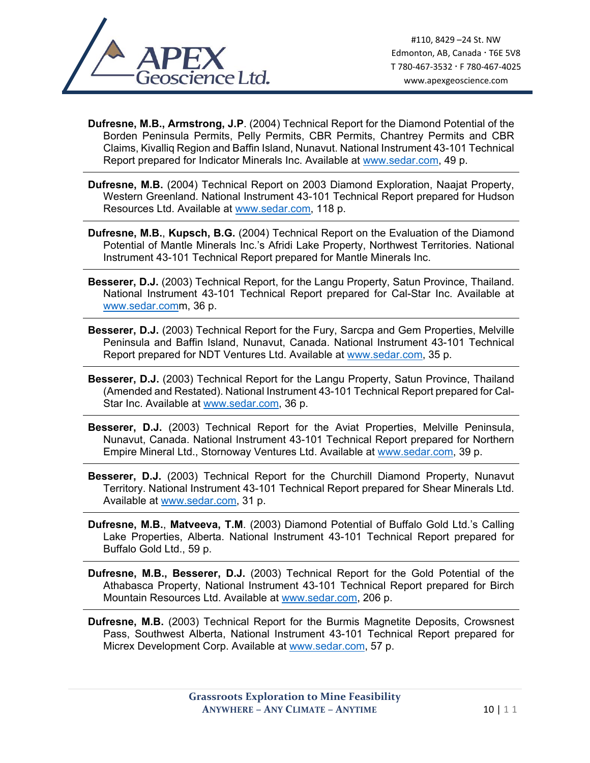**Dufresne, M.B., Armstrong, J.P**. (2004) Technical Report for the Diamond Potential of the Borden Peninsula Permits, Pelly Permits, CBR Permits, Chantrey Permits and CBR Claims, Kivalliq Region and Baffin Island, Nunavut. National Instrument 43-101 Technical Report prepared for Indicator Minerals Inc. Available at www.sedar.com, 49 p.

---

**Dufresne, M.B.** (2004) Technical Report on 2003 Diamond Exploration, Naajat Property, Western Greenland. National Instrument 43-101 Technical Report prepared for Hudson Resources Ltd. Available at www.sedar.com, 118 p.

---

**Dufresne, M.B.**, **Kupsch, B.G.** (2004) Technical Report on the Evaluation of the Diamond Potential of Mantle Minerals Inc.'s Afridi Lake Property, Northwest Territories. National Instrument 43-101 Technical Report prepared for Mantle Minerals Inc.

---

**Besserer, D.J.** (2003) Technical Report, for the Langu Property, Satun Province, Thailand. National Instrument 43-101 Technical Report prepared for Cal-Star Inc. Available at www.sedar.comm, 36 p.

---

**Besserer, D.J.** (2003) Technical Report for the Fury, Sarcpa and Gem Properties, Melville Peninsula and Baffin Island, Nunavut, Canada. National Instrument 43-101 Technical Report prepared for NDT Ventures Ltd. Available at www.sedar.com, 35 p.

---

**Besserer, D.J.** (2003) Technical Report for the Langu Property, Satun Province, Thailand (Amended and Restated). National Instrument 43-101 Technical Report prepared for Cal-Star Inc. Available at www.sedar.com, 36 p.

---

**Besserer, D.J.** (2003) Technical Report for the Aviat Properties, Melville Peninsula, Nunavut, Canada. National Instrument 43-101 Technical Report prepared for Northern Empire Mineral Ltd., Stornoway Ventures Ltd. Available at www.sedar.com, 39 p.

---

**Besserer, D.J.** (2003) Technical Report for the Churchill Diamond Property, Nunavut Territory. National Instrument 43-101 Technical Report prepared for Shear Minerals Ltd. Available at www.sedar.com, 31 p.

---

**Dufresne, M.B.**, **Matveeva, T.M**. (2003) Diamond Potential of Buffalo Gold Ltd.'s Calling Lake Properties, Alberta. National Instrument 43-101 Technical Report prepared for Buffalo Gold Ltd., 59 p.

---

**Dufresne, M.B., Besserer, D.J.** (2003) Technical Report for the Gold Potential of the Athabasca Property, National Instrument 43-101 Technical Report prepared for Birch Mountain Resources Ltd. Available at www.sedar.com, 206 p.

---

**Dufresne, M.B.** (2003) Technical Report for the Burmis Magnetite Deposits, Crowsnest Pass, Southwest Alberta, National Instrument 43-101 Technical Report prepared for Micrex Development Corp. Available at www.sedar.com, 57 p.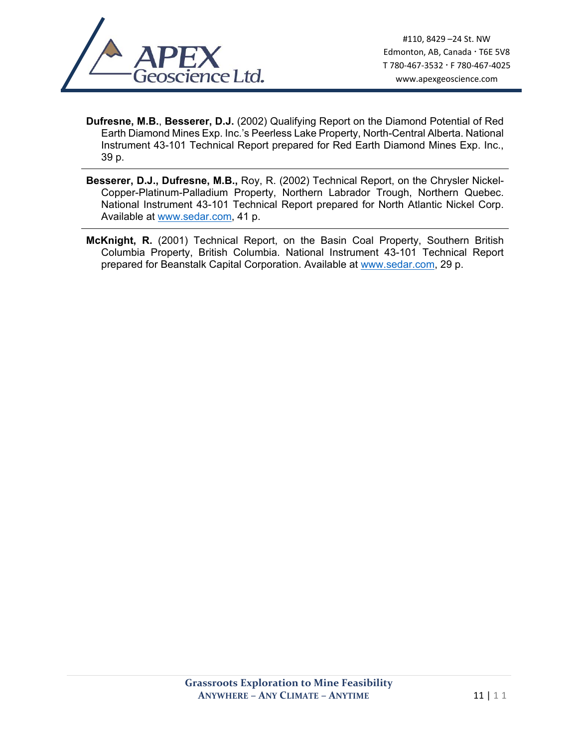**Dufresne, M.B.**, **Besserer, D.J.** (2002) Qualifying Report on the Diamond Potential of Red Earth Diamond Mines Exp. Inc.'s Peerless Lake Property, North-Central Alberta. National Instrument 43-101 Technical Report prepared for Red Earth Diamond Mines Exp. Inc., 39 p.

---

**Besserer, D.J., Dufresne, M.B.,** Roy, R. (2002) Technical Report, on the Chrysler Nickel-Copper-Platinum-Palladium Property, Northern Labrador Trough, Northern Quebec. National Instrument 43-101 Technical Report prepared for North Atlantic Nickel Corp. Available at www.sedar.com, 41 p.

---

**McKnight, R.** (2001) Technical Report, on the Basin Coal Property, Southern British Columbia Property, British Columbia. National Instrument 43-101 Technical Report prepared for Beanstalk Capital Corporation. Available at www.sedar.com, 29 p.